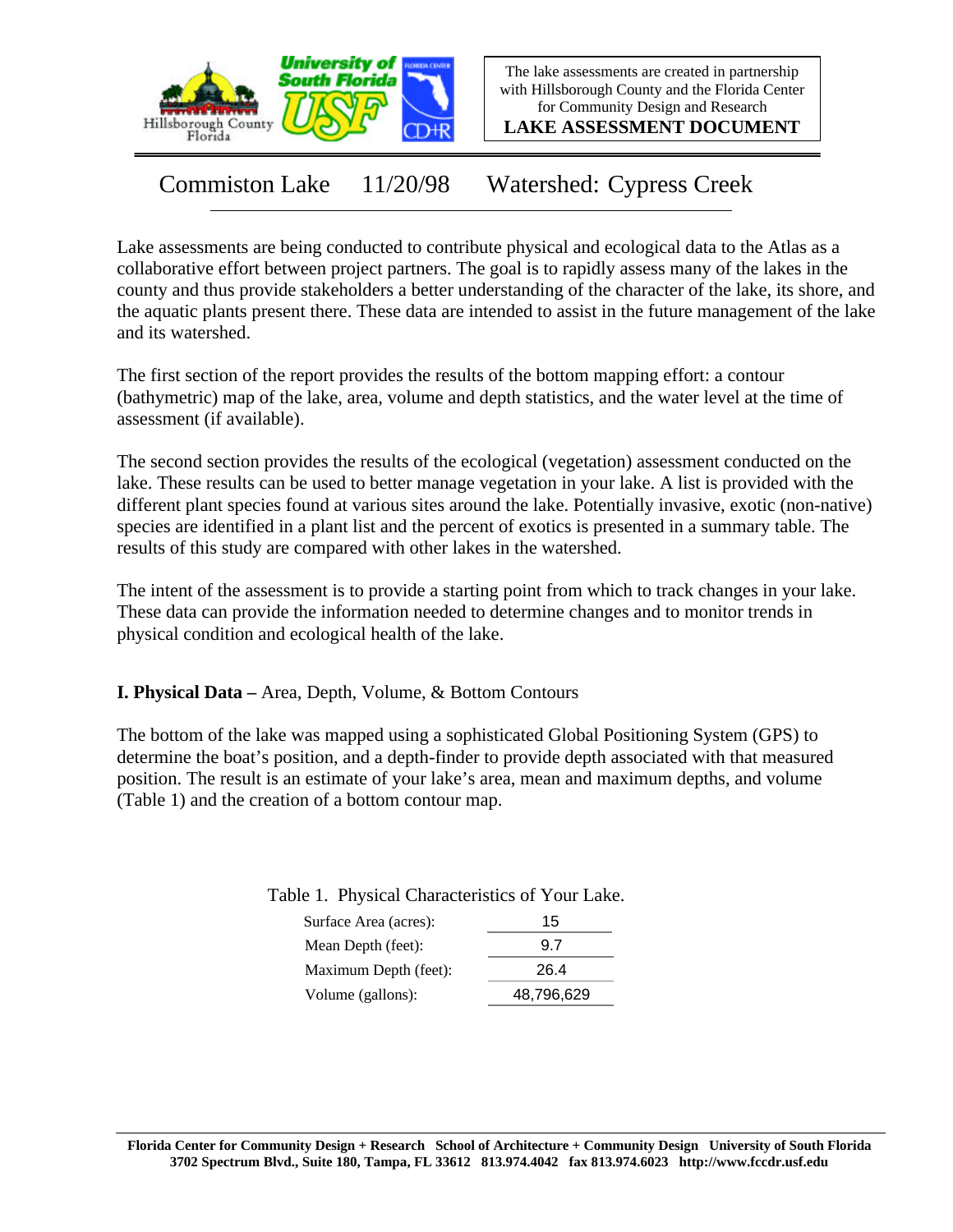The lake assessments are created in partnership with Hillsborough County and the Florida Center for Community Design and Research

**LAKE ASSESSMENT DOCUMENT**

# Commiston Lake 11/20/98 Watershed: Cypress Creek

Lake assessments are being conducted to contribute physical and ecological data to the Atlas as a collaborative effort between project partners. The goal is to rapidly assess many of the lakes in the county and thus provide stakeholders a better understanding of the character of the lake, its shore, and the aquatic plants present there. These data are intended to assist in the future management of the lake and its watershed.

The first section of the report provides the results of the bottom mapping effort: a contour (bathymetric) map of the lake, area, volume and depth statistics, and the water level at the time of assessment (if available).

The second section provides the results of the ecological (vegetation) assessment conducted on the lake. These results can be used to better manage vegetation in your lake. A list is provided with the different plant species found at various sites around the lake. Potentially invasive, exotic (non-native) species are identified in a plant list and the percent of exotics is presented in a summary table. The results of this study are compared with other lakes in the watershed.

The intent of the assessment is to provide a starting point from which to track changes in your lake. These data can provide the information needed to determine changes and to monitor trends in physical condition and ecological health of the lake.

## I. Physical Data – Area, Depth, Volume, & Bottom Contours

The bottom of the lake was mapped using a sophisticated Global Positioning System (GPS) to determine the boat's position, and a depth-finder to provide depth associated with that measured position. The result is an estimate of your lake's area, mean and maximum depths, and volume (Table 1) and the creation of a bottom contour map.

Table 1. Physical Characteristics of Your Lake.

| | |
|---|---|
| Surface Area (acres): | 15 |
| Mean Depth (feet): | 9.7 |
| Maximum Depth (feet): | 26.4 |
| Volume (gallons): | 48,796,629 |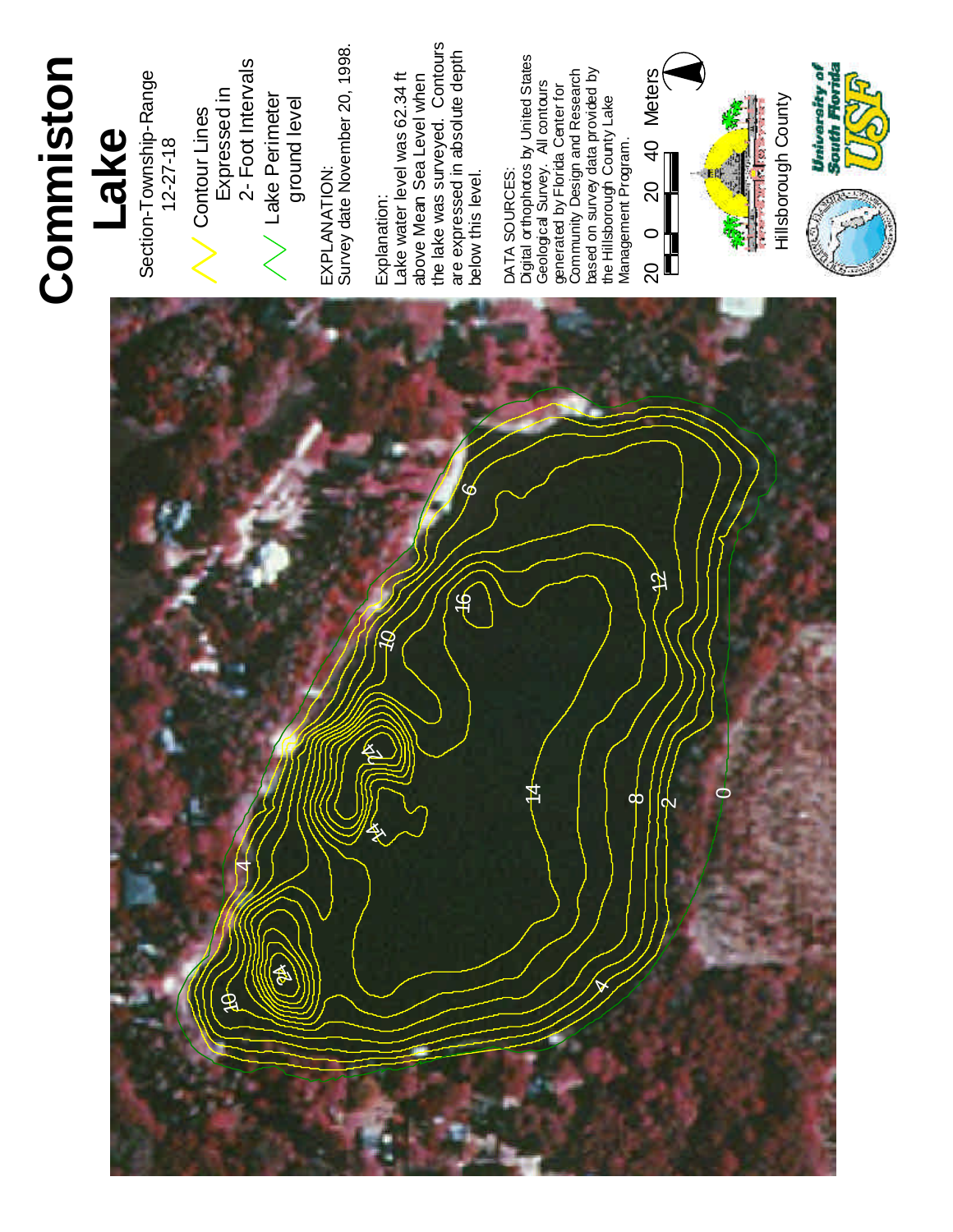# Commiston Lake

Section-Township-Range
12-27-18

Contour Lines Expressed in 2- Foot Intervals

Lake Perimeter ground level

EXPLANATION:
Survey date November 20, 1998.

Explanation:
Lake water level was 62.34 ft above Mean Sea Level when the lake was surveyed. Contours are expressed in absolute depth below this level.

DATA SOURCES:
Digital orthophotos by United States Geological Survey. All contours generated by Florida Center for Community Design and Research based on survey data provided by the Hillsborough County Lake Management Program.

20 0 20 40 Meters

Hillsborough County

University of South Florida USF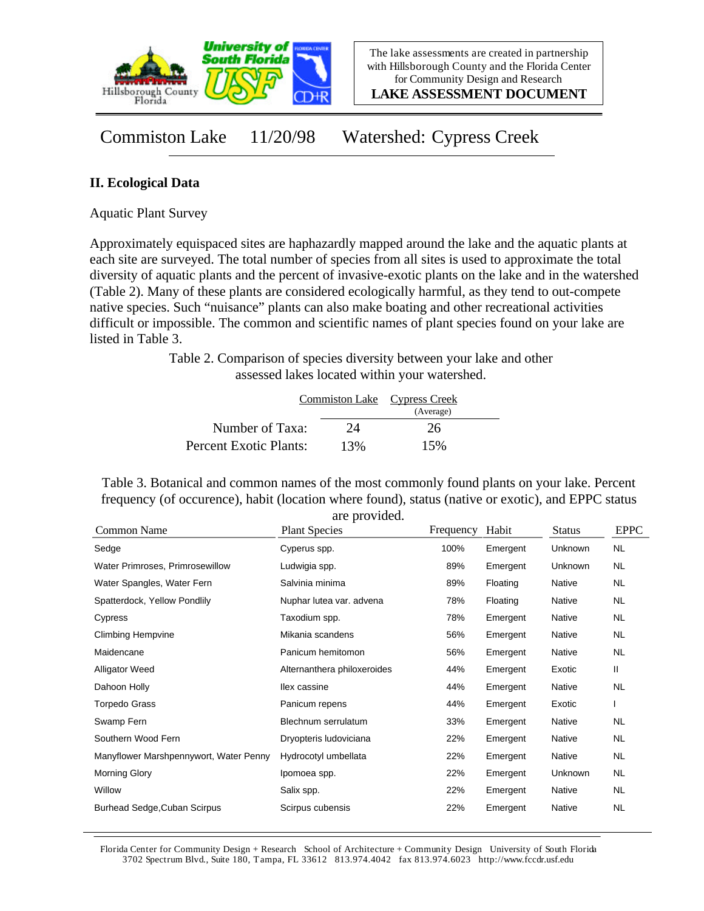Commiston Lake 11/20/98 Watershed: Cypress Creek

## II. Ecological Data

Aquatic Plant Survey

Approximately equispaced sites are haphazardly mapped around the lake and the aquatic plants at each site are surveyed. The total number of species from all sites is used to approximate the total diversity of aquatic plants and the percent of invasive-exotic plants on the lake and in the watershed (Table 2). Many of these plants are considered ecologically harmful, as they tend to out-compete native species. Such "nuisance" plants can also make boating and other recreational activities difficult or impossible. The common and scientific names of plant species found on your lake are listed in Table 3.

Table 2. Comparison of species diversity between your lake and other assessed lakes located within your watershed.

| | Commiston Lake | Cypress Creek (Average) |
|---|---|---|
| Number of Taxa: | 24 | 26 |
| Percent Exotic Plants: | 13% | 15% |

Table 3. Botanical and common names of the most commonly found plants on your lake. Percent frequency (of occurence), habit (location where found), status (native or exotic), and EPPC status are provided.

| Common Name | Plant Species | Frequency | Habit | Status | EPPC |
|---|---|---|---|---|---|
| Sedge | Cyperus spp. | 100% | Emergent | Unknown | NL |
| Water Primroses, Primrosewillow | Ludwigia spp. | 89% | Emergent | Unknown | NL |
| Water Spangles, Water Fern | Salvinia minima | 89% | Floating | Native | NL |
| Spatterdock, Yellow Pondlily | Nuphar lutea var. advena | 78% | Floating | Native | NL |
| Cypress | Taxodium spp. | 78% | Emergent | Native | NL |
| Climbing Hempvine | Mikania scandens | 56% | Emergent | Native | NL |
| Maidencane | Panicum hemitomon | 56% | Emergent | Native | NL |
| Alligator Weed | Alternanthera philoxeroides | 44% | Emergent | Exotic | II |
| Dahoon Holly | Ilex cassine | 44% | Emergent | Native | NL |
| Torpedo Grass | Panicum repens | 44% | Emergent | Exotic | I |
| Swamp Fern | Blechnum serrulatum | 33% | Emergent | Native | NL |
| Southern Wood Fern | Dryopteris ludoviciana | 22% | Emergent | Native | NL |
| Manyflower Marshpennywort, Water Penny | Hydrocotyl umbellata | 22% | Emergent | Native | NL |
| Morning Glory | Ipomoea spp. | 22% | Emergent | Unknown | NL |
| Willow | Salix spp. | 22% | Emergent | Native | NL |
| Burhead Sedge,Cuban Scirpus | Scirpus cubensis | 22% | Emergent | Native | NL |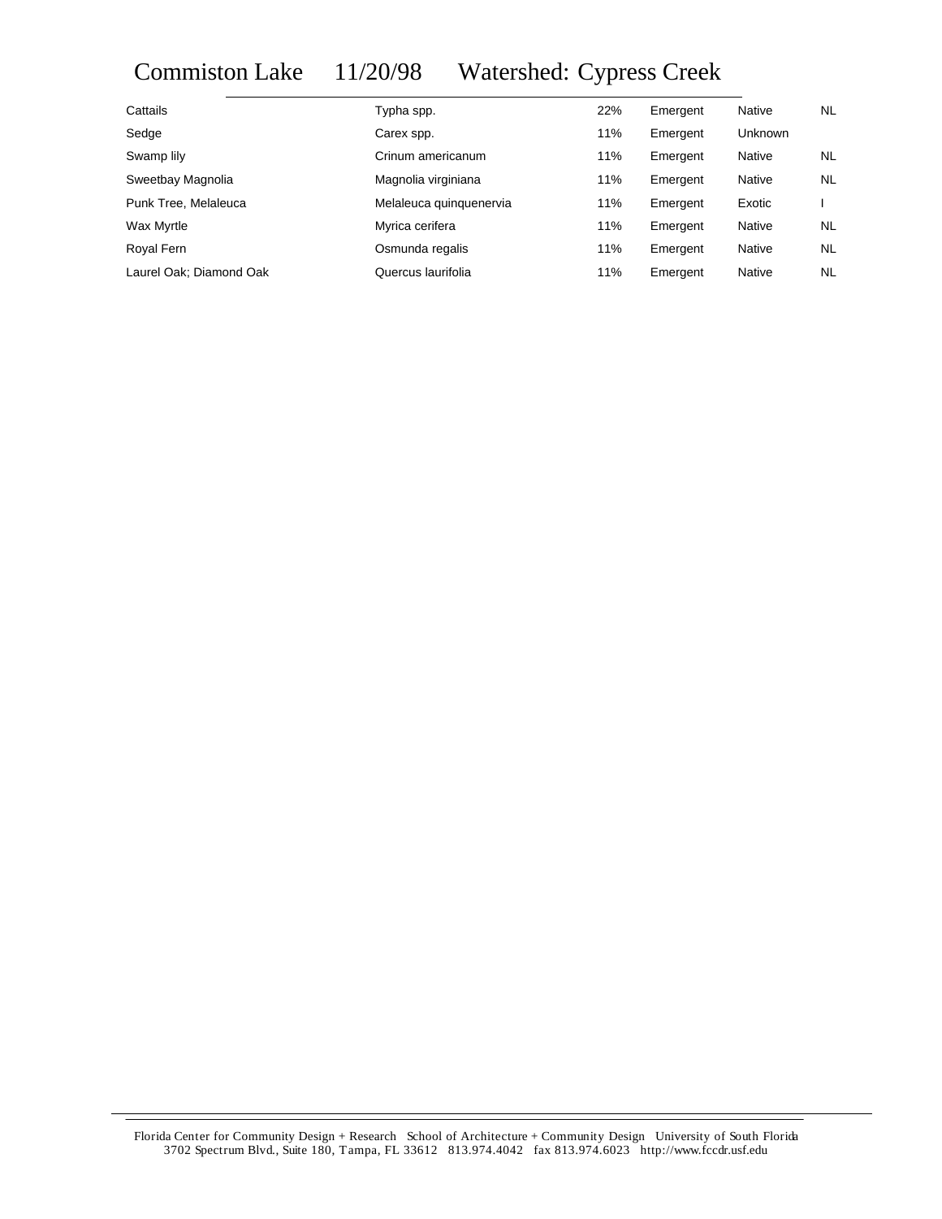# Commiston Lake 11/20/98 Watershed: Cypress Creek

| | | | | | |
|---|---|---|---|---|---|
| Cattails | Typha spp. | 22% | Emergent | Native | NL |
| Sedge | Carex spp. | 11% | Emergent | Unknown | |
| Swamp lily | Crinum americanum | 11% | Emergent | Native | NL |
| Sweetbay Magnolia | Magnolia virginiana | 11% | Emergent | Native | NL |
| Punk Tree, Melaleuca | Melaleuca quinquenervia | 11% | Emergent | Exotic | I |
| Wax Myrtle | Myrica cerifera | 11% | Emergent | Native | NL |
| Royal Fern | Osmunda regalis | 11% | Emergent | Native | NL |
| Laurel Oak; Diamond Oak | Quercus laurifolia | 11% | Emergent | Native | NL |

Florida Center for Community Design + Research School of Architecture + Community Design University of South Florida
3702 Spectrum Blvd., Suite 180, Tampa, FL 33612 813.974.4042 fax 813.974.6023 http://www.fccdr.usf.edu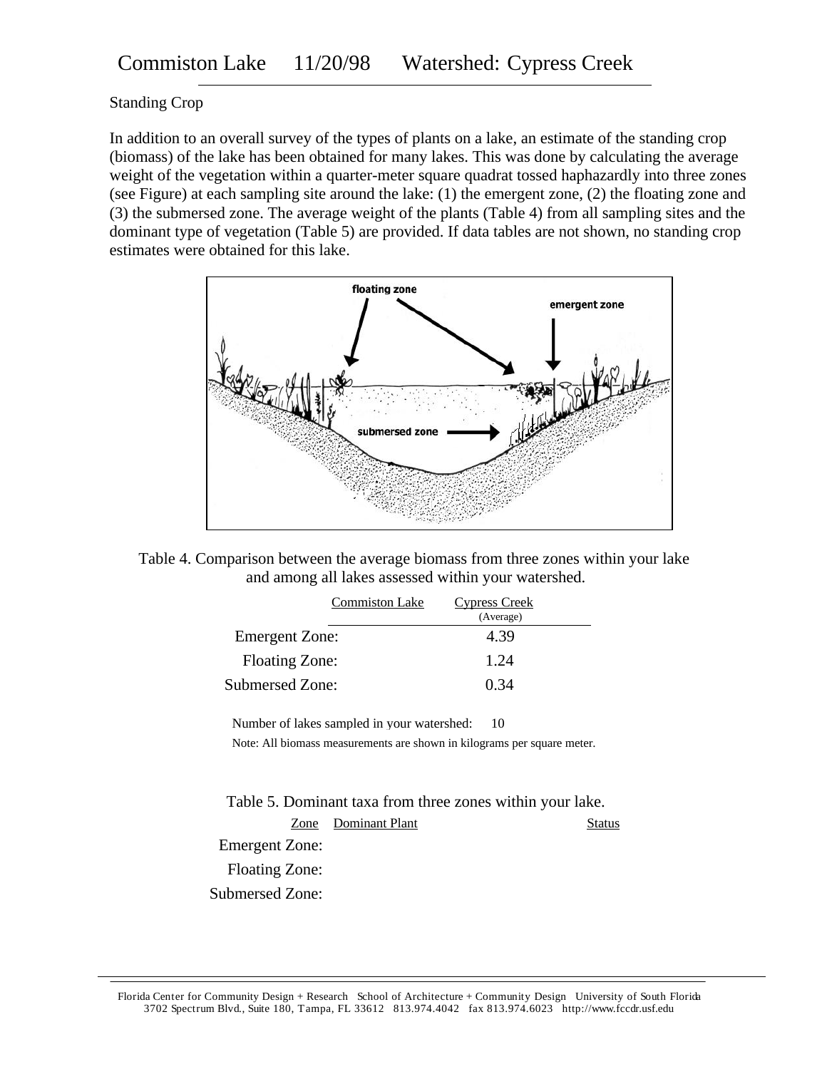# Commiston Lake 11/20/98 Watershed: Cypress Creek

Standing Crop

In addition to an overall survey of the types of plants on a lake, an estimate of the standing crop (biomass) of the lake has been obtained for many lakes. This was done by calculating the average weight of the vegetation within a quarter-meter square quadrat tossed haphazardly into three zones (see Figure) at each sampling site around the lake: (1) the emergent zone, (2) the floating zone and (3) the submersed zone. The average weight of the plants (Table 4) from all sampling sites and the dominant type of vegetation (Table 5) are provided. If data tables are not shown, no standing crop estimates were obtained for this lake.

floating zone

emergent zone

submersed zone

Table 4. Comparison between the average biomass from three zones within your lake and among all lakes assessed within your watershed.

| | Commiston Lake | Cypress Creek (Average) |
|---|---|---|
| Emergent Zone: | | 4.39 |
| Floating Zone: | | 1.24 |
| Submersed Zone: | | 0.34 |

Number of lakes sampled in your watershed: 10

Note: All biomass measurements are shown in kilograms per square meter.

Table 5. Dominant taxa from three zones within your lake.

| Zone | Dominant Plant | Status |
|---|---|---|
| Emergent Zone: | | |
| Floating Zone: | | |
| Submersed Zone: | | |